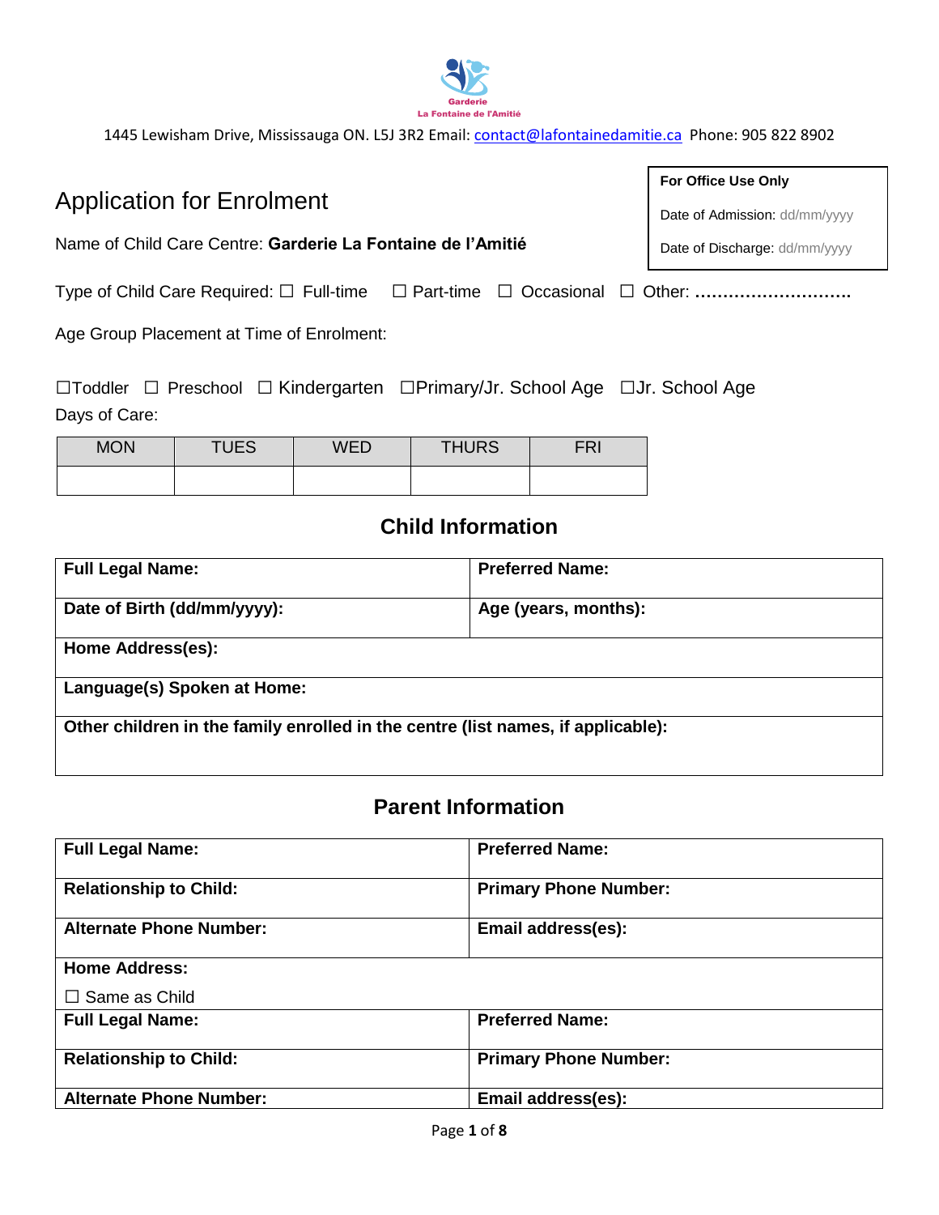Garderie La Fontaine de l'Amitié

1445 Lewisham Drive, Mississauga ON. L5J 3R2 Email: contact@lafontainedamitie.ca Phone: 905 822 8902

| For Office Use Only |
|---|
| Date of Admission: dd/mm/yyyy |
| Date of Discharge: dd/mm/yyyy |

# Application for Enrolment

Name of Child Care Centre: **Garderie La Fontaine de l'Amitié**

Type of Child Care Required: ☐ Full-time ☐ Part-time ☐ Occasional ☐ Other: **………………………**

Age Group Placement at Time of Enrolment:

☐Toddler ☐ Preschool ☐ Kindergarten ☐Primary/Jr. School Age ☐Jr. School Age

Days of Care:

| MON | TUES | WED | THURS | FRI |
|---|---|---|---|---|
| | | | | |

## Child Information

| **Full Legal Name:** | **Preferred Name:** |
|---|---|
| **Date of Birth (dd/mm/yyyy):** | **Age (years, months):** |
| **Home Address(es):** | |
| **Language(s) Spoken at Home:** | |
| **Other children in the family enrolled in the centre (list names, if applicable):** | |

## Parent Information

| **Full Legal Name:** | **Preferred Name:** |
|---|---|
| **Relationship to Child:** | **Primary Phone Number:** |
| **Alternate Phone Number:** | **Email address(es):** |
| **Home Address:** ☐ Same as Child | |
| **Full Legal Name:** | **Preferred Name:** |
| **Relationship to Child:** | **Primary Phone Number:** |
| **Alternate Phone Number:** | **Email address(es):** |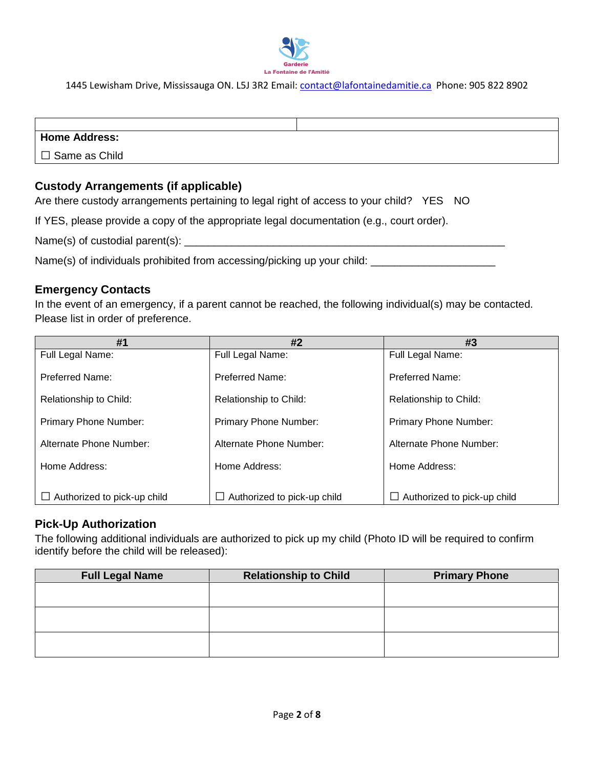Garderie
La Fontaine de l'Amitié

1445 Lewisham Drive, Mississauga ON. L5J 3R2 Email: contact@lafontainedamitie.ca Phone: 905 822 8902

| | |
|---|---|
| **Home Address:** | |
| ☐ Same as Child | |

## Custody Arrangements (if applicable)

Are there custody arrangements pertaining to legal right of access to your child? YES NO

If YES, please provide a copy of the appropriate legal documentation (e.g., court order).

Name(s) of custodial parent(s): ___________________________________________________________

Name(s) of individuals prohibited from accessing/picking up your child: ______________________

## Emergency Contacts

In the event of an emergency, if a parent cannot be reached, the following individual(s) may be contacted. Please list in order of preference.

| #1 | #2 | #3 |
|---|---|---|
| Full Legal Name: | Full Legal Name: | Full Legal Name: |
| Preferred Name: | Preferred Name: | Preferred Name: |
| Relationship to Child: | Relationship to Child: | Relationship to Child: |
| Primary Phone Number: | Primary Phone Number: | Primary Phone Number: |
| Alternate Phone Number: | Alternate Phone Number: | Alternate Phone Number: |
| Home Address: | Home Address: | Home Address: |
| ☐ Authorized to pick-up child | ☐ Authorized to pick-up child | ☐ Authorized to pick-up child |

## Pick-Up Authorization

The following additional individuals are authorized to pick up my child (Photo ID will be required to confirm identify before the child will be released):

| Full Legal Name | Relationship to Child | Primary Phone |
|---|---|---|
| | | |
| | | |
| | | |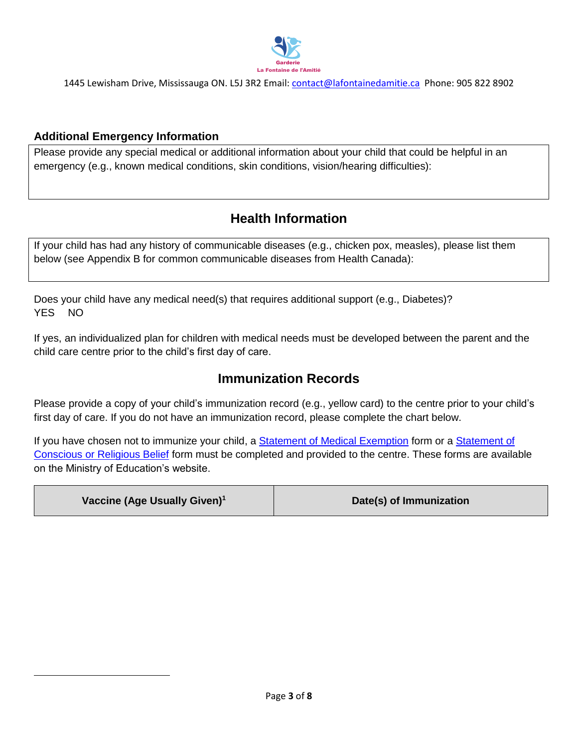Garderie La Fontaine de l'Amitié

1445 Lewisham Drive, Mississauga ON. L5J 3R2 Email: contact@lafontainedamitie.ca Phone: 905 822 8902

### Additional Emergency Information

| Please provide any special medical or additional information about your child that could be helpful in an emergency (e.g., known medical conditions, skin conditions, vision/hearing difficulties): |
|---|
| |

## Health Information

| If your child has had any history of communicable diseases (e.g., chicken pox, measles), please list them below (see Appendix B for common communicable diseases from Health Canada): |
|---|
| |

Does your child have any medical need(s) that requires additional support (e.g., Diabetes)?
YES NO

If yes, an individualized plan for children with medical needs must be developed between the parent and the child care centre prior to the child's first day of care.

## Immunization Records

Please provide a copy of your child's immunization record (e.g., yellow card) to the centre prior to your child's first day of care. If you do not have an immunization record, please complete the chart below.

If you have chosen not to immunize your child, a Statement of Medical Exemption form or a Statement of Conscious or Religious Belief form must be completed and provided to the centre. These forms are available on the Ministry of Education's website.

| Vaccine (Age Usually Given)[1] | Date(s) of Immunization |
|---|---|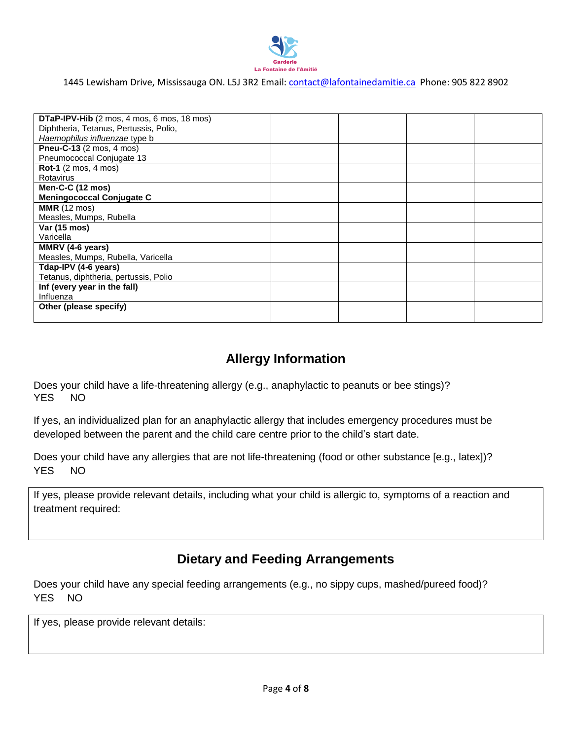| | | | | |
|---|---|---|---|---|
| **DTaP-IPV-Hib** (2 mos, 4 mos, 6 mos, 18 mos)<br>Diphtheria, Tetanus, Pertussis, Polio,<br>*Haemophilus influenzae* type b | | | | |
| **Pneu-C-13** (2 mos, 4 mos)<br>Pneumococcal Conjugate 13 | | | | |
| **Rot-1** (2 mos, 4 mos)<br>Rotavirus | | | | |
| **Men-C-C (12 mos)**<br>**Meningococcal Conjugate C** | | | | |
| **MMR** (12 mos)<br>Measles, Mumps, Rubella | | | | |
| **Var (15 mos)**<br>Varicella | | | | |
| **MMRV (4-6 years)**<br>Measles, Mumps, Rubella, Varicella | | | | |
| **Tdap-IPV (4-6 years)**<br>Tetanus, diphtheria, pertussis, Polio | | | | |
| **Inf (every year in the fall)**<br>Influenza | | | | |
| **Other (please specify)** | | | | |

## Allergy Information

Does your child have a life-threatening allergy (e.g., anaphylactic to peanuts or bee stings)?
YES NO

If yes, an individualized plan for an anaphylactic allergy that includes emergency procedures must be developed between the parent and the child care centre prior to the child's start date.

Does your child have any allergies that are not life-threatening (food or other substance [e.g., latex])?
YES NO

| If yes, please provide relevant details, including what your child is allergic to, symptoms of a reaction and treatment required: |
|---|
| |

## Dietary and Feeding Arrangements

Does your child have any special feeding arrangements (e.g., no sippy cups, mashed/pureed food)?
YES NO

| If yes, please provide relevant details: |
|---|
| |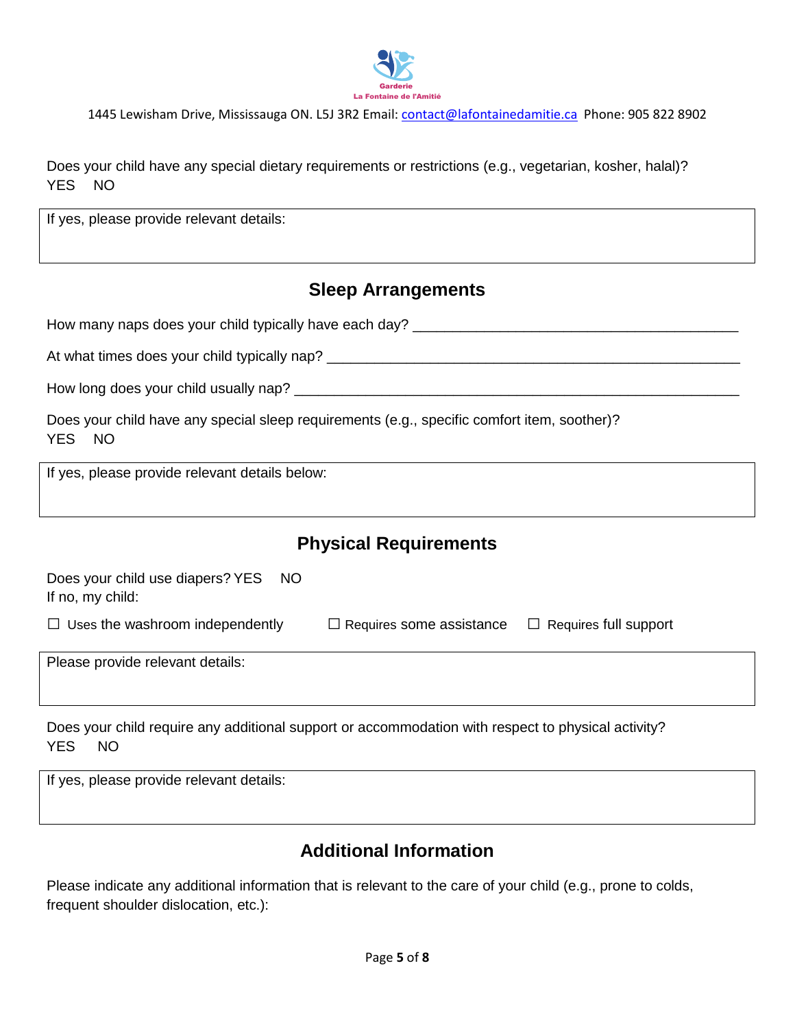Garderie
La Fontaine de l'Amitié

1445 Lewisham Drive, Mississauga ON. L5J 3R2 Email: contact@lafontainedamitie.ca Phone: 905 822 8902

Does your child have any special dietary requirements or restrictions (e.g., vegetarian, kosher, halal)?
YES NO

| If yes, please provide relevant details: |
|---|
| |

## Sleep Arrangements

How many naps does your child typically have each day? ________________________________________

At what times does your child typically nap? ________________________________________________

How long does your child usually nap? _____________________________________________________

Does your child have any special sleep requirements (e.g., specific comfort item, soother)?
YES NO

| If yes, please provide relevant details below: |
|---|
| |

## Physical Requirements

Does your child use diapers? YES NO
If no, my child:

☐ Uses the washroom independently ☐ Requires some assistance ☐ Requires full support

| Please provide relevant details: |
|---|
| |

Does your child require any additional support or accommodation with respect to physical activity?
YES NO

| If yes, please provide relevant details: |
|---|
| |

## Additional Information

Please indicate any additional information that is relevant to the care of your child (e.g., prone to colds, frequent shoulder dislocation, etc.):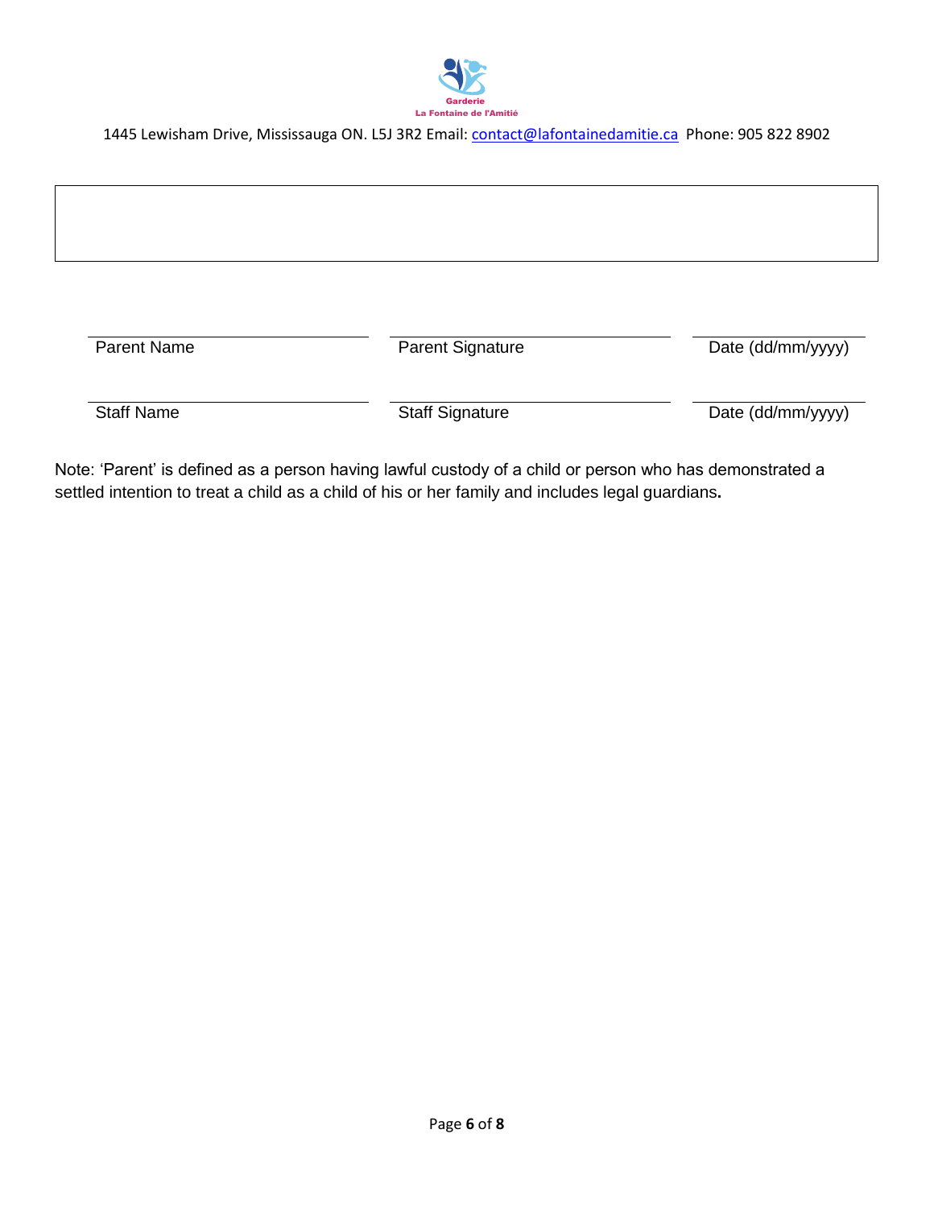Garderie La Fontaine de l'Amitié

1445 Lewisham Drive, Mississauga ON. L5J 3R2 Email: contact@lafontainedamitie.ca Phone: 905 822 8902

| |
|---|
| |

| | | |
|---|---|---|
| Parent Name | Parent Signature | Date (dd/mm/yyyy) |
| Staff Name | Staff Signature | Date (dd/mm/yyyy) |

Note: 'Parent' is defined as a person having lawful custody of a child or person who has demonstrated a settled intention to treat a child as a child of his or her family and includes legal guardians**.**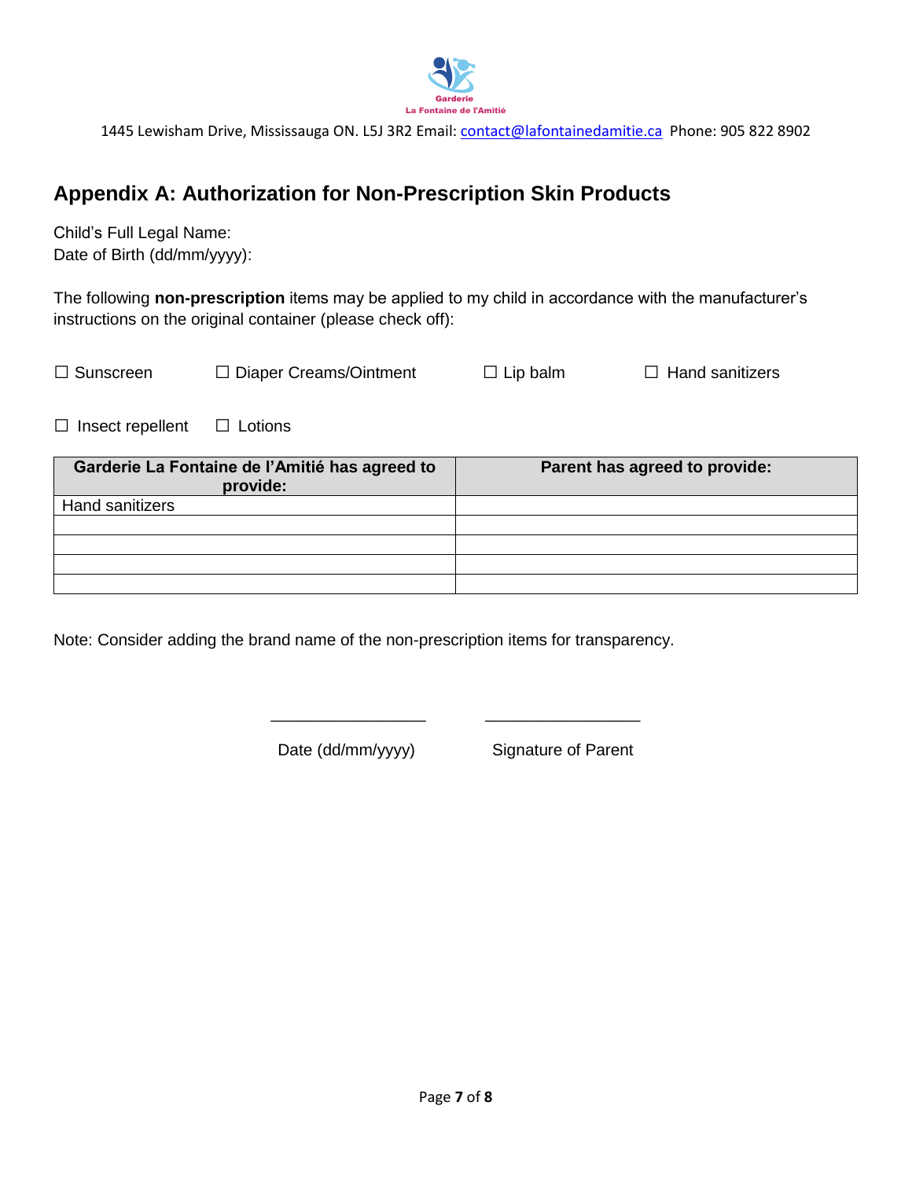Garderie
La Fontaine de l'Amitié

1445 Lewisham Drive, Mississauga ON. L5J 3R2 Email: contact@lafontainedamitie.ca Phone: 905 822 8902

## Appendix A: Authorization for Non-Prescription Skin Products

Child's Full Legal Name:
Date of Birth (dd/mm/yyyy):

The following **non-prescription** items may be applied to my child in accordance with the manufacturer's instructions on the original container (please check off):

☐ Sunscreen ☐ Diaper Creams/Ointment ☐ Lip balm ☐ Hand sanitizers

☐ Insect repellent ☐ Lotions

| Garderie La Fontaine de l'Amitié has agreed to provide: | Parent has agreed to provide: |
|---|---|
| Hand sanitizers | |
| | |
| | |
| | |
| | |

Note: Consider adding the brand name of the non-prescription items for transparency.

_________________ _________________

Date (dd/mm/yyyy) Signature of Parent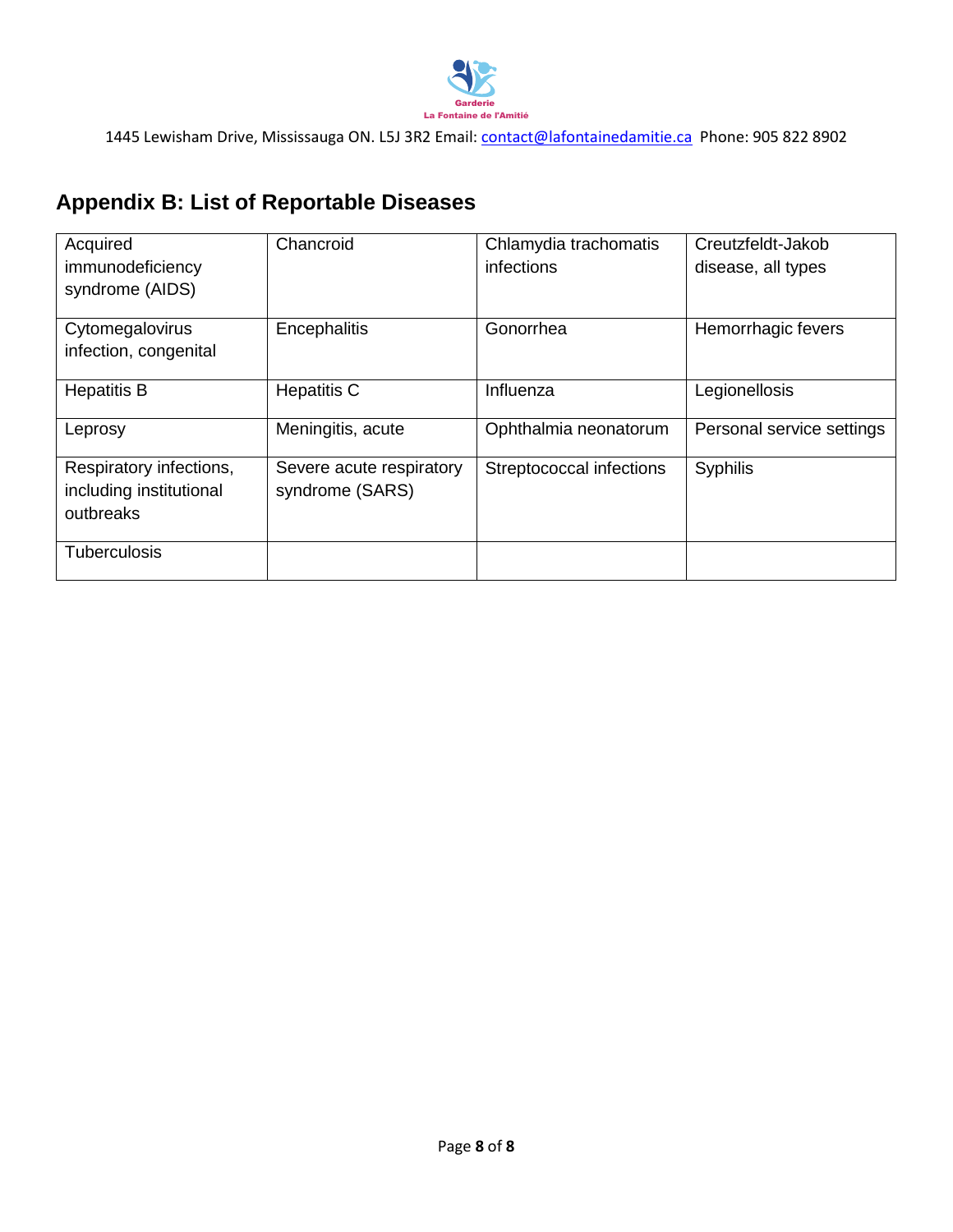## Appendix B: List of Reportable Diseases

| | | | |
|---|---|---|---|
| Acquired immunodeficiency syndrome (AIDS) | Chancroid | Chlamydia trachomatis infections | Creutzfeldt-Jakob disease, all types |
| Cytomegalovirus infection, congenital | Encephalitis | Gonorrhea | Hemorrhagic fevers |
| Hepatitis B | Hepatitis C | Influenza | Legionellosis |
| Leprosy | Meningitis, acute | Ophthalmia neonatorum | Personal service settings |
| Respiratory infections, including institutional outbreaks | Severe acute respiratory syndrome (SARS) | Streptococcal infections | Syphilis |
| Tuberculosis | | | |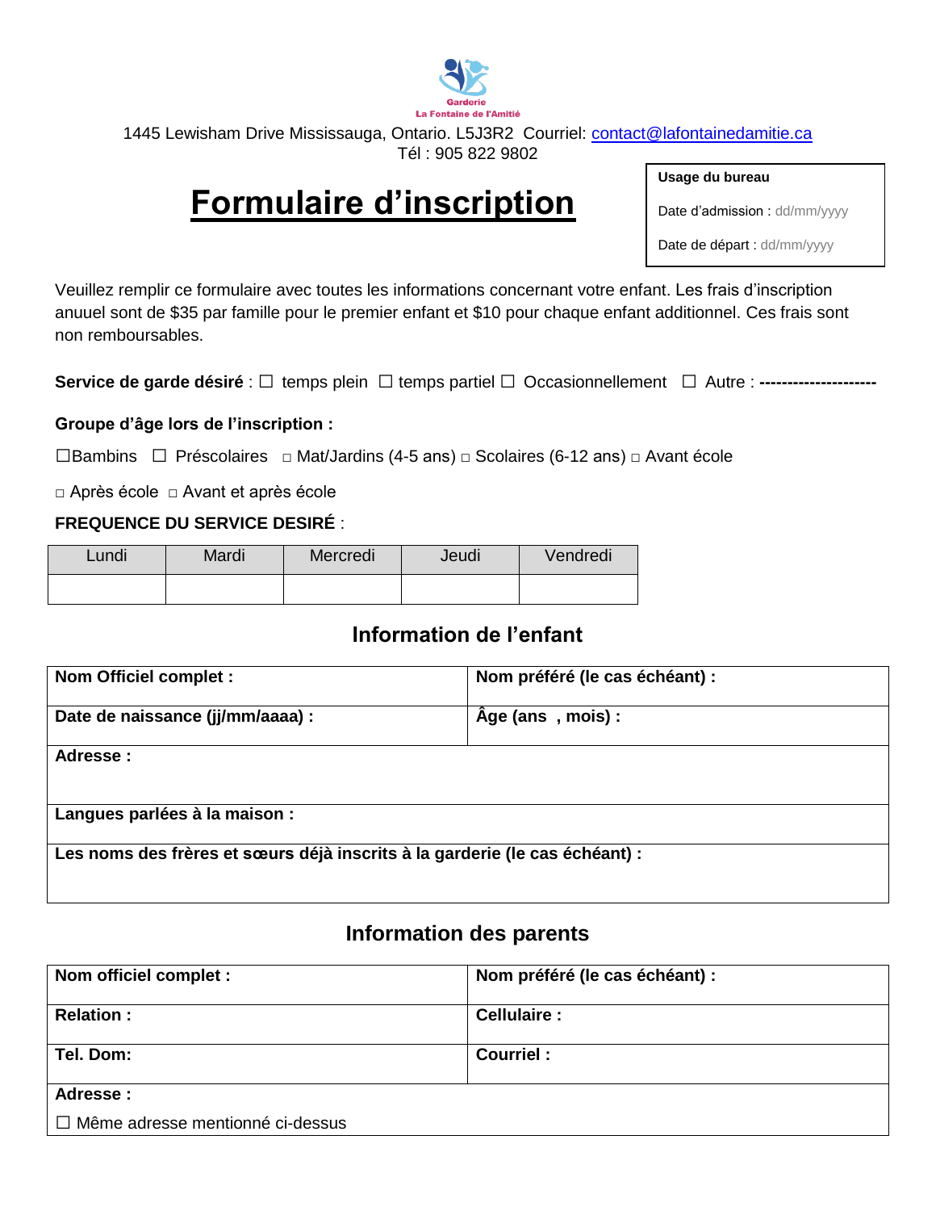Garderie
La Fontaine de l'Amitié

1445 Lewisham Drive Mississauga, Ontario. L5J3R2  Courriel: contact@lafontainedamitie.ca
Tél : 905 822 9802

# Formulaire d'inscription

| Usage du bureau |
|---|
| Date d'admission : dd/mm/yyyy |
| Date de départ : dd/mm/yyyy |

Veuillez remplir ce formulaire avec toutes les informations concernant votre enfant. Les frais d'inscription anuuel sont de $35 par famille pour le premier enfant et $10 pour chaque enfant additionnel. Ces frais sont non remboursables.

**Service de garde désiré** : ☐ temps plein ☐ temps partiel ☐ Occasionnellement ☐ Autre : **--------------------**

**Groupe d'âge lors de l'inscription :**

☐Bambins ☐ Préscolaires ☐ Mat/Jardins (4-5 ans) ☐ Scolaires (6-12 ans) ☐ Avant école

☐ Après école ☐ Avant et après école

**FREQUENCE DU SERVICE DESIRÉ** :

| Lundi | Mardi | Mercredi | Jeudi | Vendredi |
|---|---|---|---|---|
| | | | | |

## Information de l'enfant

| | |
|---|---|
| **Nom Officiel complet :** | **Nom préféré (le cas échéant) :** |
| **Date de naissance (jj/mm/aaaa) :** | **Âge (ans , mois) :** |
| **Adresse :** | |
| **Langues parlées à la maison :** | |
| **Les noms des frères et sœurs déjà inscrits à la garderie (le cas échéant) :** | |

## Information des parents

| | |
|---|---|
| **Nom officiel complet :** | **Nom préféré (le cas échéant) :** |
| **Relation :** | **Cellulaire :** |
| **Tel. Dom:** | **Courriel :** |
| **Adresse :** ☐ Même adresse mentionné ci-dessus | |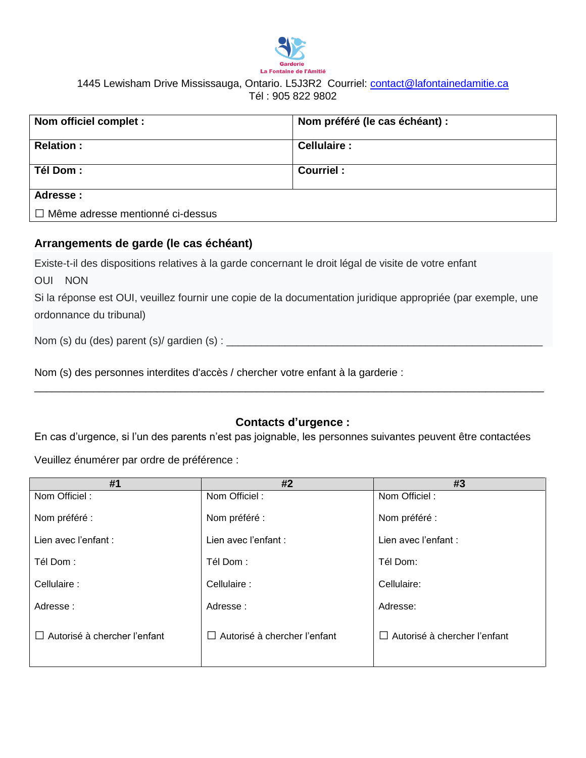Garderie
La Fontaine de l'Amitié

1445 Lewisham Drive Mississauga, Ontario. L5J3R2 Courriel: contact@lafontainedamitie.ca
Tél : 905 822 9802

| **Nom officiel complet :** | **Nom préféré (le cas échéant) :** |
|---|---|
| **Relation :** | **Cellulaire :** |
| **Tél Dom :** | **Courriel :** |
| **Adresse :** ☐ Même adresse mentionné ci-dessus | |

### Arrangements de garde (le cas échéant)

Existe-t-il des dispositions relatives à la garde concernant le droit légal de visite de votre enfant

OUI NON

Si la réponse est OUI, veuillez fournir une copie de la documentation juridique appropriée (par exemple, une ordonnance du tribunal)

Nom (s) du (des) parent (s)/ gardien (s) : ________________________________________________________

Nom (s) des personnes interdites d'accès / chercher votre enfant à la garderie :

___________________________________________________________________________________

### Contacts d'urgence :

En cas d'urgence, si l'un des parents n'est pas joignable, les personnes suivantes peuvent être contactées

Veuillez énumérer par ordre de préférence :

| #1 | #2 | #3 |
|---|---|---|
| Nom Officiel : | Nom Officiel : | Nom Officiel : |
| Nom préféré : | Nom préféré : | Nom préféré : |
| Lien avec l'enfant : | Lien avec l'enfant : | Lien avec l'enfant : |
| Tél Dom : | Tél Dom : | Tél Dom: |
| Cellulaire : | Cellulaire : | Cellulaire: |
| Adresse : | Adresse : | Adresse: |
| ☐ Autorisé à chercher l'enfant | ☐ Autorisé à chercher l'enfant | ☐ Autorisé à chercher l'enfant |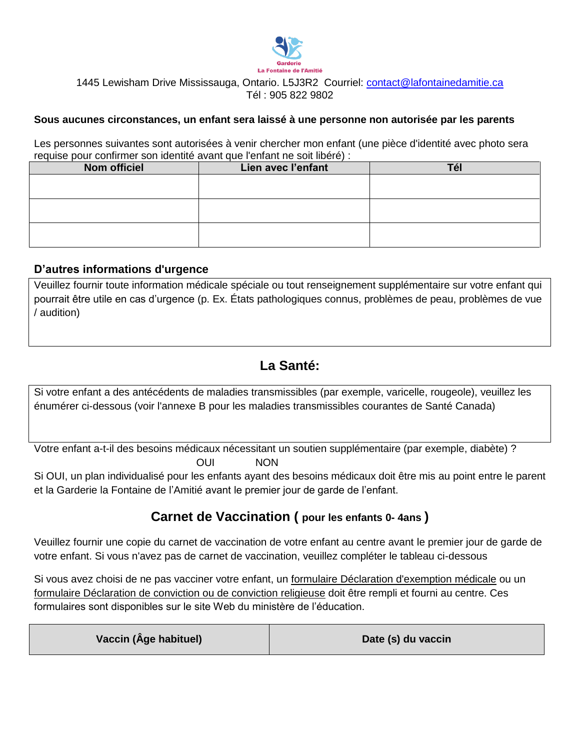Garderie
La Fontaine de l'Amitié

1445 Lewisham Drive Mississauga, Ontario. L5J3R2 Courriel: contact@lafontainedamitie.ca
Tél : 905 822 9802

**Sous aucunes circonstances, un enfant sera laissé à une personne non autorisée par les parents**

Les personnes suivantes sont autorisées à venir chercher mon enfant (une pièce d'identité avec photo sera requise pour confirmer son identité avant que l'enfant ne soit libéré) :

| Nom officiel | Lien avec l'enfant | Tél |
|---|---|---|
| | | |
| | | |
| | | |

### D'autres informations d'urgence

Veuillez fournir toute information médicale spéciale ou tout renseignement supplémentaire sur votre enfant qui pourrait être utile en cas d'urgence (p. Ex. États pathologiques connus, problèmes de peau, problèmes de vue / audition)

## La Santé:

Si votre enfant a des antécédents de maladies transmissibles (par exemple, varicelle, rougeole), veuillez les énumérer ci-dessous (voir l'annexe B pour les maladies transmissibles courantes de Santé Canada)

Votre enfant a-t-il des besoins médicaux nécessitant un soutien supplémentaire (par exemple, diabète) ?

OUI NON

Si OUI, un plan individualisé pour les enfants ayant des besoins médicaux doit être mis au point entre le parent et la Garderie la Fontaine de l'Amitié avant le premier jour de garde de l'enfant.

## Carnet de Vaccination ( pour les enfants 0- 4ans )

Veuillez fournir une copie du carnet de vaccination de votre enfant au centre avant le premier jour de garde de votre enfant. Si vous n'avez pas de carnet de vaccination, veuillez compléter le tableau ci-dessous

Si vous avez choisi de ne pas vacciner votre enfant, un formulaire Déclaration d'exemption médicale ou un formulaire Déclaration de conviction ou de conviction religieuse doit être rempli et fourni au centre. Ces formulaires sont disponibles sur le site Web du ministère de l'éducation.

| Vaccin (Âge habituel) | Date (s) du vaccin |
|---|---|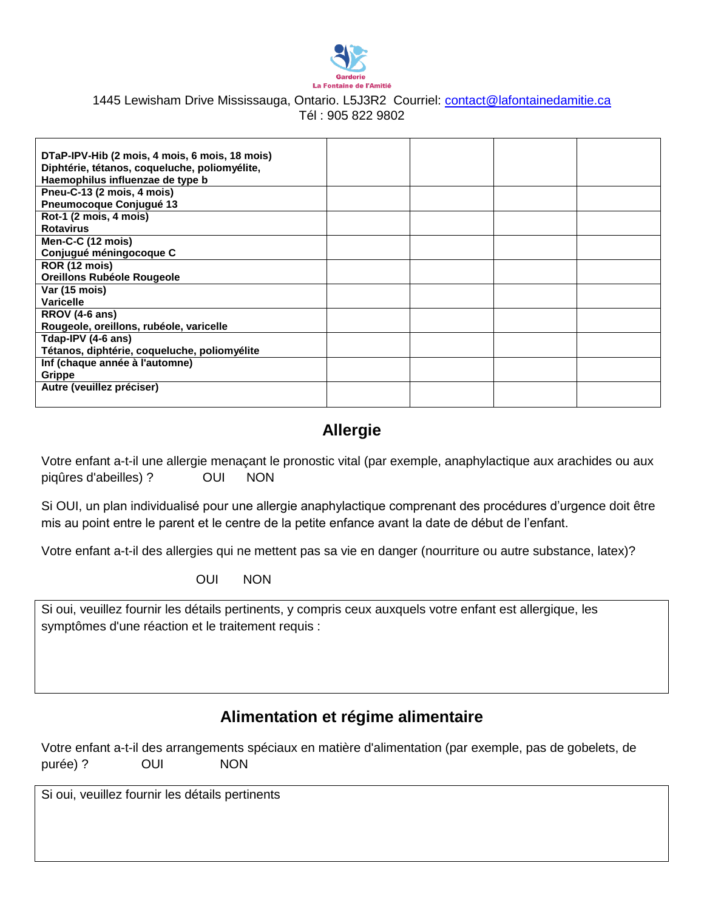Garderie La Fontaine de l'Amitié

1445 Lewisham Drive Mississauga, Ontario. L5J3R2 Courriel: contact@lafontainedamitie.ca
Tél : 905 822 9802

| | | | | |
|---|---|---|---|---|
| **DTaP-IPV-Hib (2 mois, 4 mois, 6 mois, 18 mois)**<br>**Diphtérie, tétanos, coqueluche, poliomyélite, Haemophilus influenzae de type b** | | | | |
| **Pneu-C-13 (2 mois, 4 mois)**<br>**Pneumocoque Conjugué 13** | | | | |
| **Rot-1 (2 mois, 4 mois)**<br>**Rotavirus** | | | | |
| **Men-C-C (12 mois)**<br>**Conjugué méningocoque C** | | | | |
| **ROR (12 mois)**<br>**Oreillons Rubéole Rougeole** | | | | |
| **Var (15 mois)**<br>**Varicelle** | | | | |
| **RROV (4-6 ans)**<br>**Rougeole, oreillons, rubéole, varicelle** | | | | |
| **Tdap-IPV (4-6 ans)**<br>**Tétanos, diphtérie, coqueluche, poliomyélite** | | | | |
| **Inf (chaque année à l'automne)**<br>**Grippe** | | | | |
| **Autre (veuillez préciser)** | | | | |

## Allergie

Votre enfant a-t-il une allergie menaçant le pronostic vital (par exemple, anaphylactique aux arachides ou aux piqûres d'abeilles) ? OUI NON

Si OUI, un plan individualisé pour une allergie anaphylactique comprenant des procédures d'urgence doit être mis au point entre le parent et le centre de la petite enfance avant la date de début de l'enfant.

Votre enfant a-t-il des allergies qui ne mettent pas sa vie en danger (nourriture ou autre substance, latex)?

OUI NON

| Si oui, veuillez fournir les détails pertinents, y compris ceux auxquels votre enfant est allergique, les symptômes d'une réaction et le traitement requis : |
|---|
| |

## Alimentation et régime alimentaire

Votre enfant a-t-il des arrangements spéciaux en matière d'alimentation (par exemple, pas de gobelets, de purée) ? OUI NON

| Si oui, veuillez fournir les détails pertinents |
|---|
| |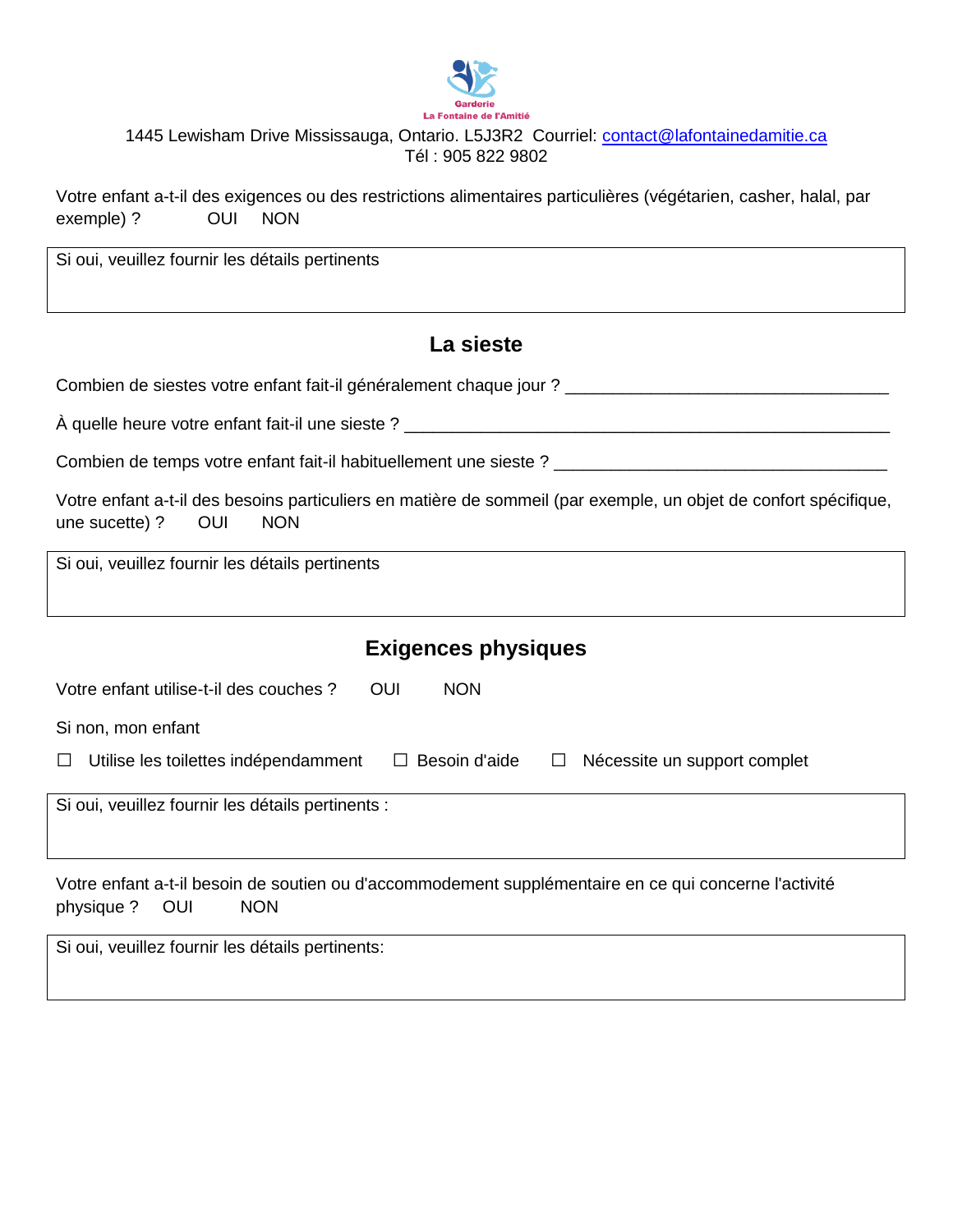Garderie
La Fontaine de l'Amitié

1445 Lewisham Drive Mississauga, Ontario. L5J3R2  Courriel: contact@lafontainedamitie.ca
Tél : 905 822 9802

Votre enfant a-t-il des exigences ou des restrictions alimentaires particulières (végétarien, casher, halal, par exemple) ?  OUI  NON

| Si oui, veuillez fournir les détails pertinents |
|---|
| |

## La sieste

Combien de siestes votre enfant fait-il généralement chaque jour ? ________________________________

À quelle heure votre enfant fait-il une sieste ? ________________________________________________

Combien de temps votre enfant fait-il habituellement une sieste ? ________________________________

Votre enfant a-t-il des besoins particuliers en matière de sommeil (par exemple, un objet de confort spécifique, une sucette) ?  OUI  NON

| Si oui, veuillez fournir les détails pertinents |
|---|
| |

## Exigences physiques

Votre enfant utilise-t-il des couches ?  OUI  NON

Si non, mon enfant

☐ Utilise les toilettes indépendamment  ☐ Besoin d'aide  ☐ Nécessite un support complet

| Si oui, veuillez fournir les détails pertinents : |
|---|
| |

Votre enfant a-t-il besoin de soutien ou d'accommodement supplémentaire en ce qui concerne l'activité physique ?  OUI  NON

| Si oui, veuillez fournir les détails pertinents: |
|---|
| |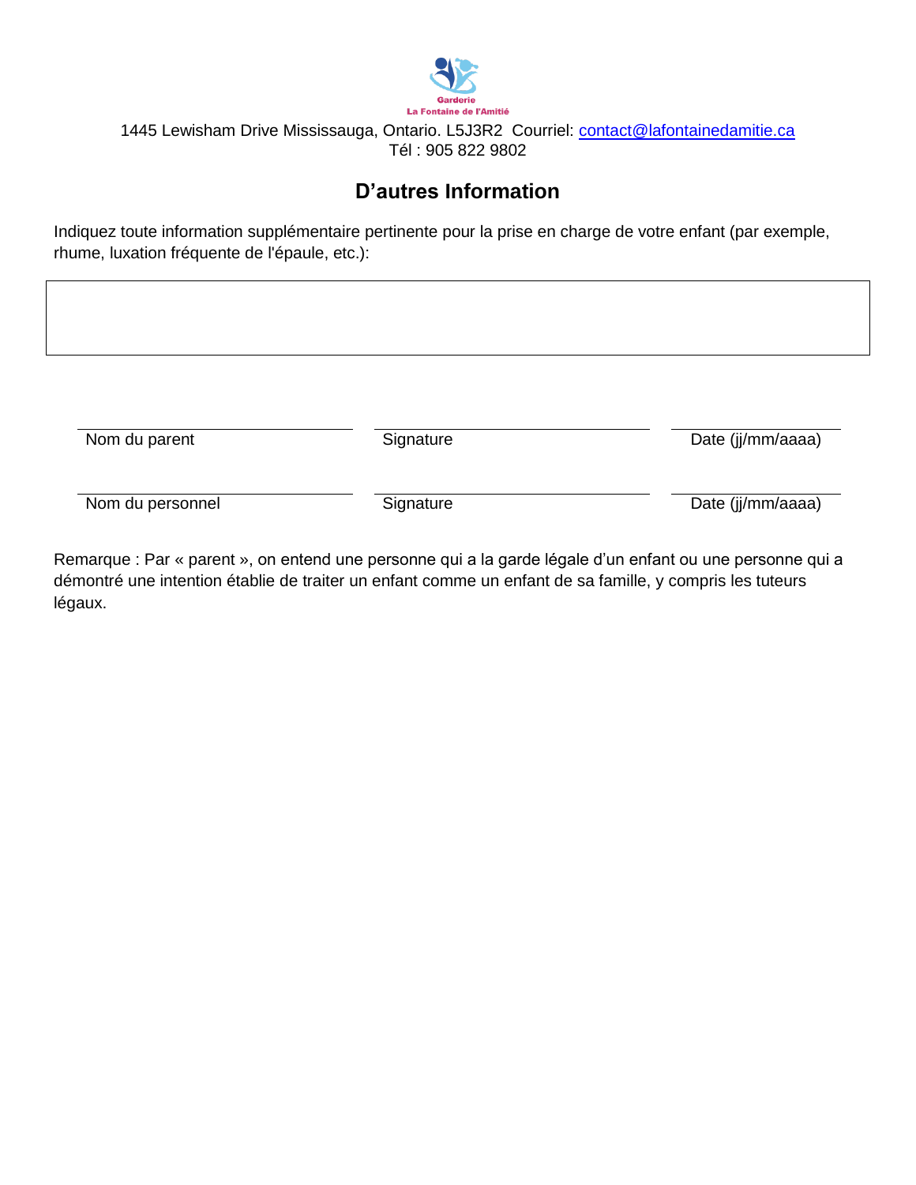Garderie
La Fontaine de l'Amitié

1445 Lewisham Drive Mississauga, Ontario. L5J3R2  Courriel: contact@lafontainedamitie.ca
Tél : 905 822 9802

## D'autres Information

Indiquez toute information supplémentaire pertinente pour la prise en charge de votre enfant (par exemple, rhume, luxation fréquente de l'épaule, etc.):

| |
|---|
| |

| Nom du parent | Signature | Date (jj/mm/aaaa) |
|---|---|---|
| Nom du personnel | Signature | Date (jj/mm/aaaa) |

Remarque : Par « parent », on entend une personne qui a la garde légale d'un enfant ou une personne qui a démontré une intention établie de traiter un enfant comme un enfant de sa famille, y compris les tuteurs légaux.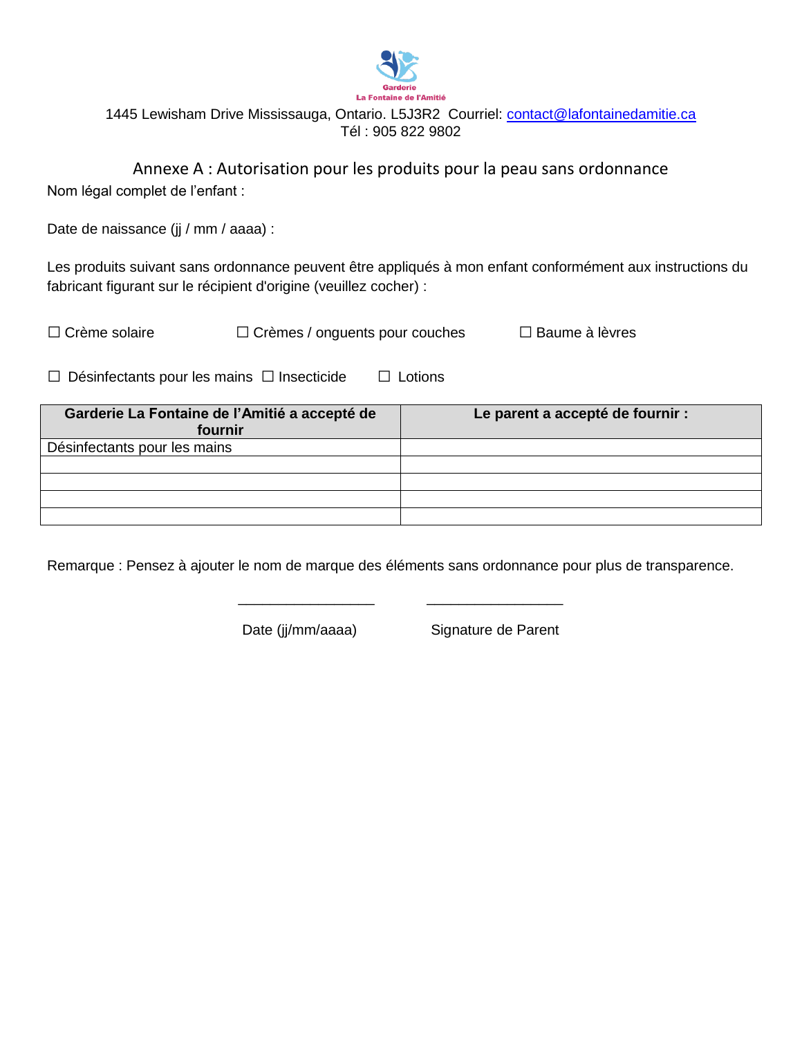Garderie
La Fontaine de l'Amitié

1445 Lewisham Drive Mississauga, Ontario. L5J3R2  Courriel: contact@lafontainedamitie.ca
Tél : 905 822 9802

## Annexe A : Autorisation pour les produits pour la peau sans ordonnance

Nom légal complet de l'enfant :

Date de naissance (jj / mm / aaaa) :

Les produits suivant sans ordonnance peuvent être appliqués à mon enfant conformément aux instructions du fabricant figurant sur le récipient d'origine (veuillez cocher) :

☐ Crème solaire ☐ Crèmes / onguents pour couches ☐ Baume à lèvres

☐ Désinfectants pour les mains ☐ Insecticide ☐ Lotions

| Garderie La Fontaine de l'Amitié a accepté de fournir | Le parent a accepté de fournir : |
|---|---|
| Désinfectants pour les mains | |
| | |
| | |
| | |
| | |

Remarque : Pensez à ajouter le nom de marque des éléments sans ordonnance pour plus de transparence.

_________________ _________________

Date (jj/mm/aaaa) Signature de Parent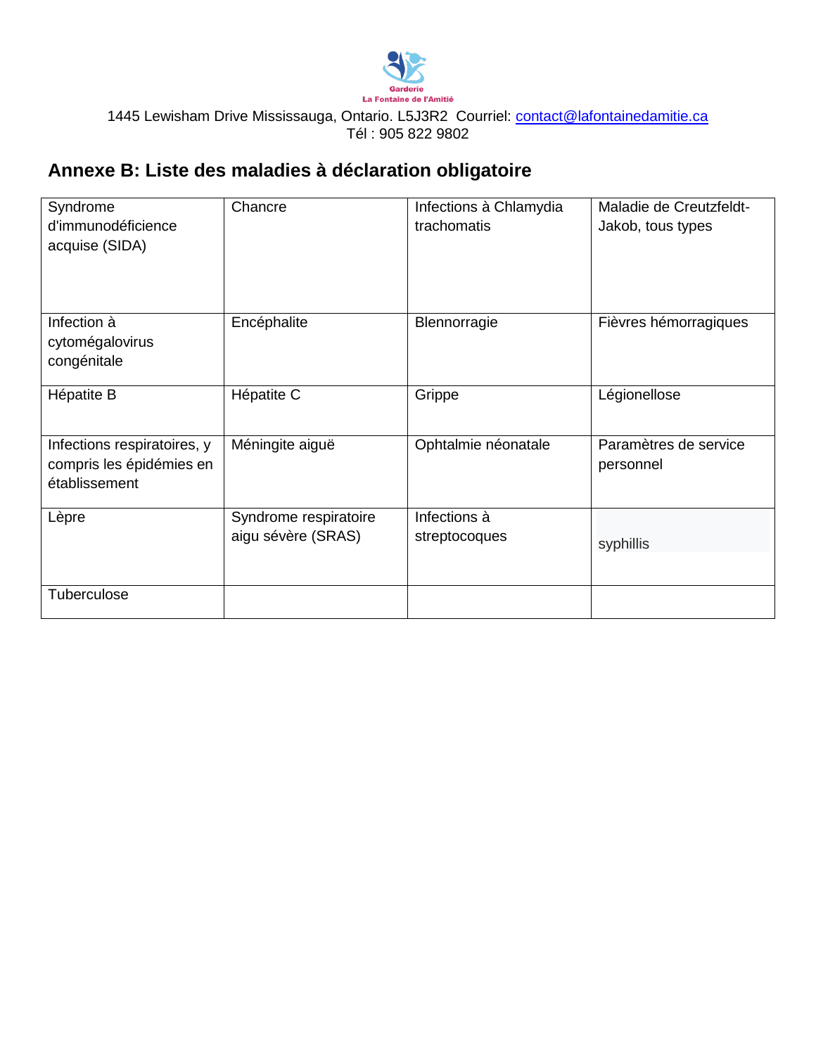Garderie
La Fontaine de l'Amitié

1445 Lewisham Drive Mississauga, Ontario. L5J3R2 Courriel: contact@lafontainedamitie.ca
Tél : 905 822 9802

## Annexe B: Liste des maladies à déclaration obligatoire

| | | | |
|---|---|---|---|
| Syndrome d'immunodéficience acquise (SIDA) | Chancre | Infections à Chlamydia trachomatis | Maladie de Creutzfeldt-Jakob, tous types |
| Infection à cytomégalovirus congénitale | Encéphalite | Blennorragie | Fièvres hémorragiques |
| Hépatite B | Hépatite C | Grippe | Légionellose |
| Infections respiratoires, y compris les épidémies en établissement | Méningite aiguë | Ophtalmie néonatale | Paramètres de service personnel |
| Lèpre | Syndrome respiratoire aigu sévère (SRAS) | Infections à streptocoques | syphillis |
| Tuberculose | | | |